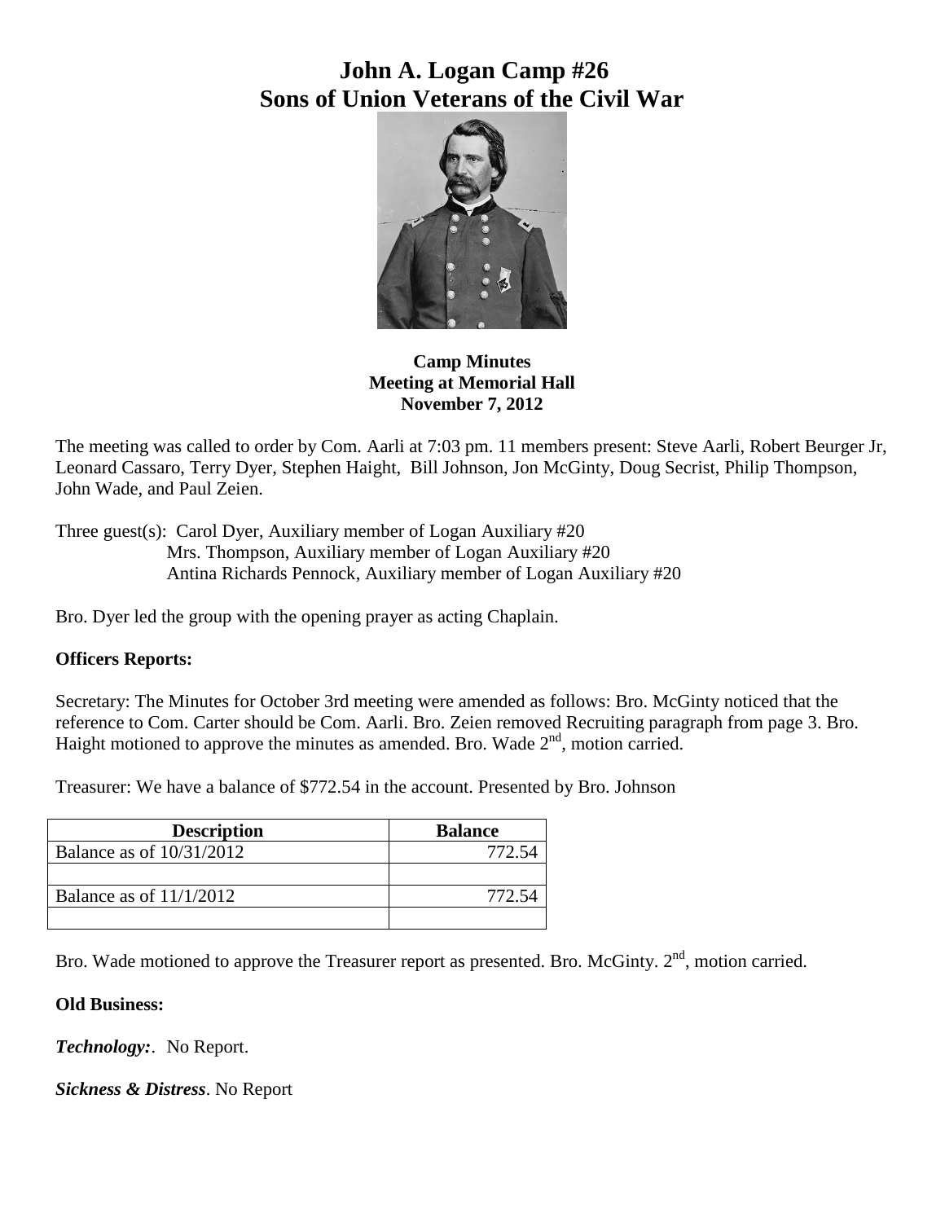# John A. Logan Camp #26
# Sons of Union Veterans of the Civil War

**Camp Minutes**
**Meeting at Memorial Hall**
**November 7, 2012**

The meeting was called to order by Com. Aarli at 7:03 pm. 11 members present: Steve Aarli, Robert Beurger Jr, Leonard Cassaro, Terry Dyer, Stephen Haight, Bill Johnson, Jon McGinty, Doug Secrist, Philip Thompson, John Wade, and Paul Zeien.

Three guest(s): Carol Dyer, Auxiliary member of Logan Auxiliary #20
Mrs. Thompson, Auxiliary member of Logan Auxiliary #20
Antina Richards Pennock, Auxiliary member of Logan Auxiliary #20

Bro. Dyer led the group with the opening prayer as acting Chaplain.

**Officers Reports:**

Secretary: The Minutes for October 3rd meeting were amended as follows: Bro. McGinty noticed that the reference to Com. Carter should be Com. Aarli. Bro. Zeien removed Recruiting paragraph from page 3. Bro. Haight motioned to approve the minutes as amended. Bro. Wade 2nd, motion carried.

Treasurer: We have a balance of $772.54 in the account. Presented by Bro. Johnson

| Description | Balance |
|---|---|
| Balance as of 10/31/2012 | 772.54 |
| | |
| Balance as of 11/1/2012 | 772.54 |
| | |

Bro. Wade motioned to approve the Treasurer report as presented. Bro. McGinty. 2nd, motion carried.

**Old Business:**

***Technology:***. No Report.

***Sickness & Distress***. No Report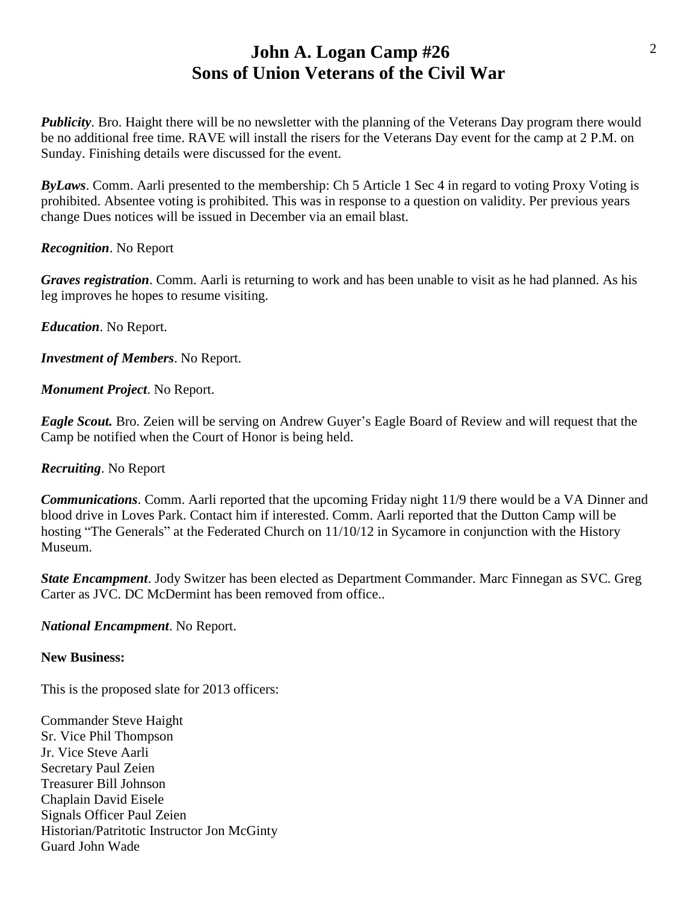# John A. Logan Camp #26
# Sons of Union Veterans of the Civil War

***Publicity***. Bro. Haight there will be no newsletter with the planning of the Veterans Day program there would be no additional free time. RAVE will install the risers for the Veterans Day event for the camp at 2 P.M. on Sunday. Finishing details were discussed for the event.

***ByLaws***. Comm. Aarli presented to the membership: Ch 5 Article 1 Sec 4 in regard to voting Proxy Voting is prohibited. Absentee voting is prohibited. This was in response to a question on validity. Per previous years change Dues notices will be issued in December via an email blast.

***Recognition***. No Report

***Graves registration***. Comm. Aarli is returning to work and has been unable to visit as he had planned. As his leg improves he hopes to resume visiting.

***Education***. No Report.

***Investment of Members***. No Report.

***Monument Project***. No Report.

***Eagle Scout.*** Bro. Zeien will be serving on Andrew Guyer's Eagle Board of Review and will request that the Camp be notified when the Court of Honor is being held.

***Recruiting***. No Report

***Communications***. Comm. Aarli reported that the upcoming Friday night 11/9 there would be a VA Dinner and blood drive in Loves Park. Contact him if interested. Comm. Aarli reported that the Dutton Camp will be hosting "The Generals" at the Federated Church on 11/10/12 in Sycamore in conjunction with the History Museum.

***State Encampment***. Jody Switzer has been elected as Department Commander. Marc Finnegan as SVC. Greg Carter as JVC. DC McDermint has been removed from office..

***National Encampment***. No Report.

**New Business:**

This is the proposed slate for 2013 officers:

Commander Steve Haight
Sr. Vice Phil Thompson
Jr. Vice Steve Aarli
Secretary Paul Zeien
Treasurer Bill Johnson
Chaplain David Eisele
Signals Officer Paul Zeien
Historian/Patritotic Instructor Jon McGinty
Guard John Wade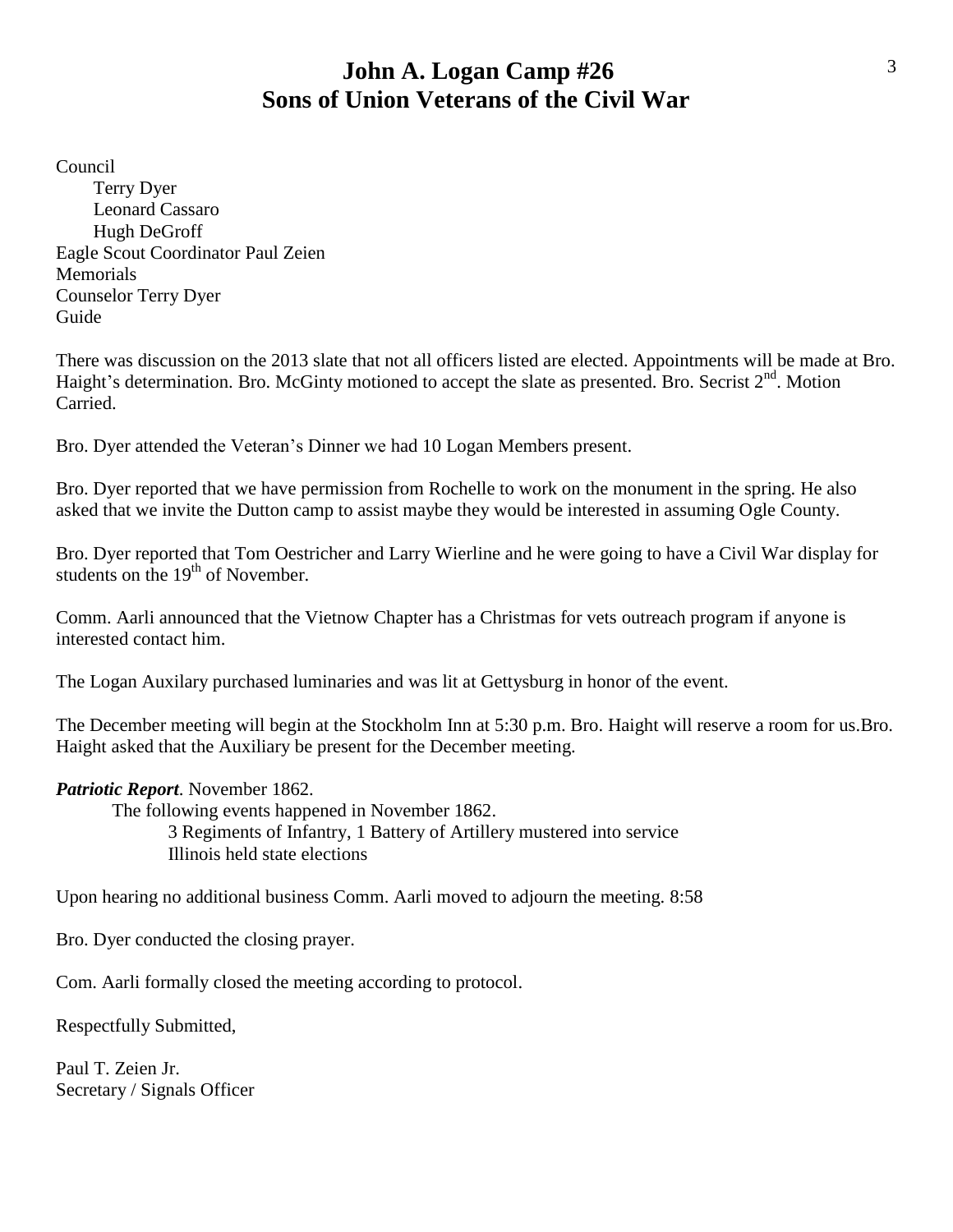# John A. Logan Camp #26
# Sons of Union Veterans of the Civil War

Council
- Terry Dyer
- Leonard Cassaro
- Hugh DeGroff

Eagle Scout Coordinator Paul Zeien
Memorials
Counselor Terry Dyer
Guide

There was discussion on the 2013 slate that not all officers listed are elected. Appointments will be made at Bro. Haight's determination. Bro. McGinty motioned to accept the slate as presented. Bro. Secrist 2nd. Motion Carried.

Bro. Dyer attended the Veteran's Dinner we had 10 Logan Members present.

Bro. Dyer reported that we have permission from Rochelle to work on the monument in the spring. He also asked that we invite the Dutton camp to assist maybe they would be interested in assuming Ogle County.

Bro. Dyer reported that Tom Oestricher and Larry Wierline and he were going to have a Civil War display for students on the 19th of November.

Comm. Aarli announced that the Vietnow Chapter has a Christmas for vets outreach program if anyone is interested contact him.

The Logan Auxilary purchased luminaries and was lit at Gettysburg in honor of the event.

The December meeting will begin at the Stockholm Inn at 5:30 p.m. Bro. Haight will reserve a room for us.Bro. Haight asked that the Auxiliary be present for the December meeting.

***Patriotic Report***. November 1862.

The following events happened in November 1862.

- 3 Regiments of Infantry, 1 Battery of Artillery mustered into service
- Illinois held state elections

Upon hearing no additional business Comm. Aarli moved to adjourn the meeting. 8:58

Bro. Dyer conducted the closing prayer.

Com. Aarli formally closed the meeting according to protocol.

Respectfully Submitted,

Paul T. Zeien Jr.
Secretary / Signals Officer